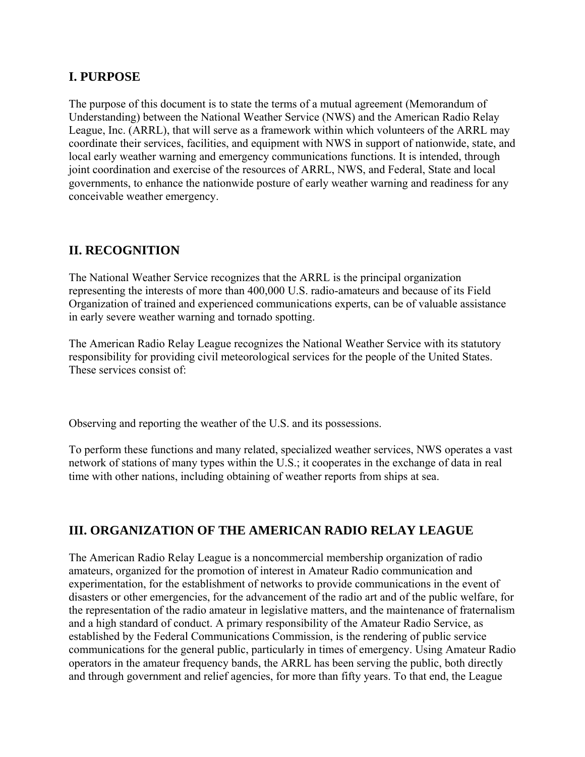## I. PURPOSE

The purpose of this document is to state the terms of a mutual agreement (Memorandum of Understanding) between the National Weather Service (NWS) and the American Radio Relay League, Inc. (ARRL), that will serve as a framework within which volunteers of the ARRL may coordinate their services, facilities, and equipment with NWS in support of nationwide, state, and local early weather warning and emergency communications functions. It is intended, through joint coordination and exercise of the resources of ARRL, NWS, and Federal, State and local governments, to enhance the nationwide posture of early weather warning and readiness for any conceivable weather emergency.

## II. RECOGNITION

The National Weather Service recognizes that the ARRL is the principal organization representing the interests of more than 400,000 U.S. radio-amateurs and because of its Field Organization of trained and experienced communications experts, can be of valuable assistance in early severe weather warning and tornado spotting.

The American Radio Relay League recognizes the National Weather Service with its statutory responsibility for providing civil meteorological services for the people of the United States. These services consist of:

Observing and reporting the weather of the U.S. and its possessions.

To perform these functions and many related, specialized weather services, NWS operates a vast network of stations of many types within the U.S.; it cooperates in the exchange of data in real time with other nations, including obtaining of weather reports from ships at sea.

## III. ORGANIZATION OF THE AMERICAN RADIO RELAY LEAGUE

The American Radio Relay League is a noncommercial membership organization of radio amateurs, organized for the promotion of interest in Amateur Radio communication and experimentation, for the establishment of networks to provide communications in the event of disasters or other emergencies, for the advancement of the radio art and of the public welfare, for the representation of the radio amateur in legislative matters, and the maintenance of fraternalism and a high standard of conduct. A primary responsibility of the Amateur Radio Service, as established by the Federal Communications Commission, is the rendering of public service communications for the general public, particularly in times of emergency. Using Amateur Radio operators in the amateur frequency bands, the ARRL has been serving the public, both directly and through government and relief agencies, for more than fifty years. To that end, the League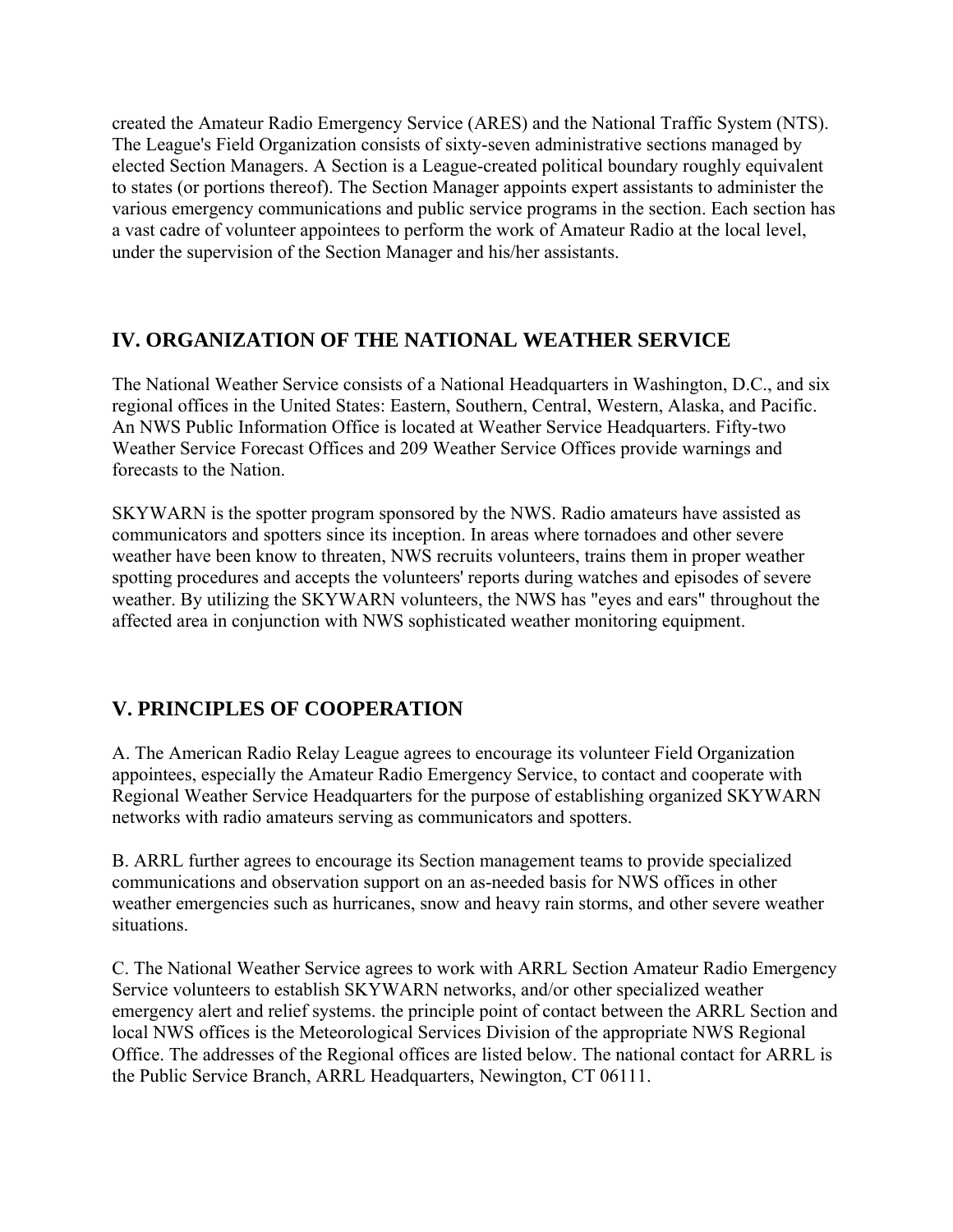created the Amateur Radio Emergency Service (ARES) and the National Traffic System (NTS). The League's Field Organization consists of sixty-seven administrative sections managed by elected Section Managers. A Section is a League-created political boundary roughly equivalent to states (or portions thereof). The Section Manager appoints expert assistants to administer the various emergency communications and public service programs in the section. Each section has a vast cadre of volunteer appointees to perform the work of Amateur Radio at the local level, under the supervision of the Section Manager and his/her assistants.

## IV. ORGANIZATION OF THE NATIONAL WEATHER SERVICE

The National Weather Service consists of a National Headquarters in Washington, D.C., and six regional offices in the United States: Eastern, Southern, Central, Western, Alaska, and Pacific. An NWS Public Information Office is located at Weather Service Headquarters. Fifty-two Weather Service Forecast Offices and 209 Weather Service Offices provide warnings and forecasts to the Nation.

SKYWARN is the spotter program sponsored by the NWS. Radio amateurs have assisted as communicators and spotters since its inception. In areas where tornadoes and other severe weather have been know to threaten, NWS recruits volunteers, trains them in proper weather spotting procedures and accepts the volunteers' reports during watches and episodes of severe weather. By utilizing the SKYWARN volunteers, the NWS has "eyes and ears" throughout the affected area in conjunction with NWS sophisticated weather monitoring equipment.

## V. PRINCIPLES OF COOPERATION

A. The American Radio Relay League agrees to encourage its volunteer Field Organization appointees, especially the Amateur Radio Emergency Service, to contact and cooperate with Regional Weather Service Headquarters for the purpose of establishing organized SKYWARN networks with radio amateurs serving as communicators and spotters.

B. ARRL further agrees to encourage its Section management teams to provide specialized communications and observation support on an as-needed basis for NWS offices in other weather emergencies such as hurricanes, snow and heavy rain storms, and other severe weather situations.

C. The National Weather Service agrees to work with ARRL Section Amateur Radio Emergency Service volunteers to establish SKYWARN networks, and/or other specialized weather emergency alert and relief systems. the principle point of contact between the ARRL Section and local NWS offices is the Meteorological Services Division of the appropriate NWS Regional Office. The addresses of the Regional offices are listed below. The national contact for ARRL is the Public Service Branch, ARRL Headquarters, Newington, CT 06111.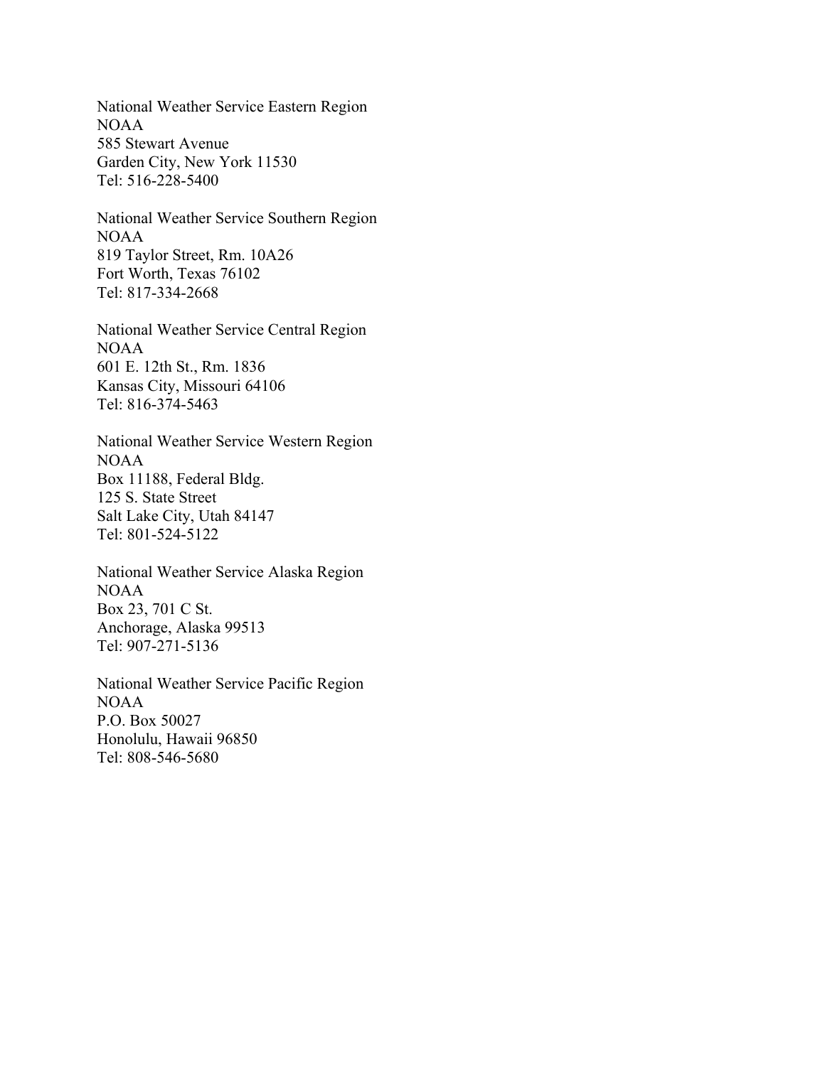National Weather Service Eastern Region  
NOAA  
585 Stewart Avenue  
Garden City, New York 11530  
Tel: 516-228-5400

National Weather Service Southern Region  
NOAA  
819 Taylor Street, Rm. 10A26  
Fort Worth, Texas 76102  
Tel: 817-334-2668

National Weather Service Central Region  
NOAA  
601 E. 12th St., Rm. 1836  
Kansas City, Missouri 64106  
Tel: 816-374-5463

National Weather Service Western Region  
NOAA  
Box 11188, Federal Bldg.  
125 S. State Street  
Salt Lake City, Utah 84147  
Tel: 801-524-5122

National Weather Service Alaska Region  
NOAA  
Box 23, 701 C St.  
Anchorage, Alaska 99513  
Tel: 907-271-5136

National Weather Service Pacific Region  
NOAA  
P.O. Box 50027  
Honolulu, Hawaii 96850  
Tel: 808-546-5680